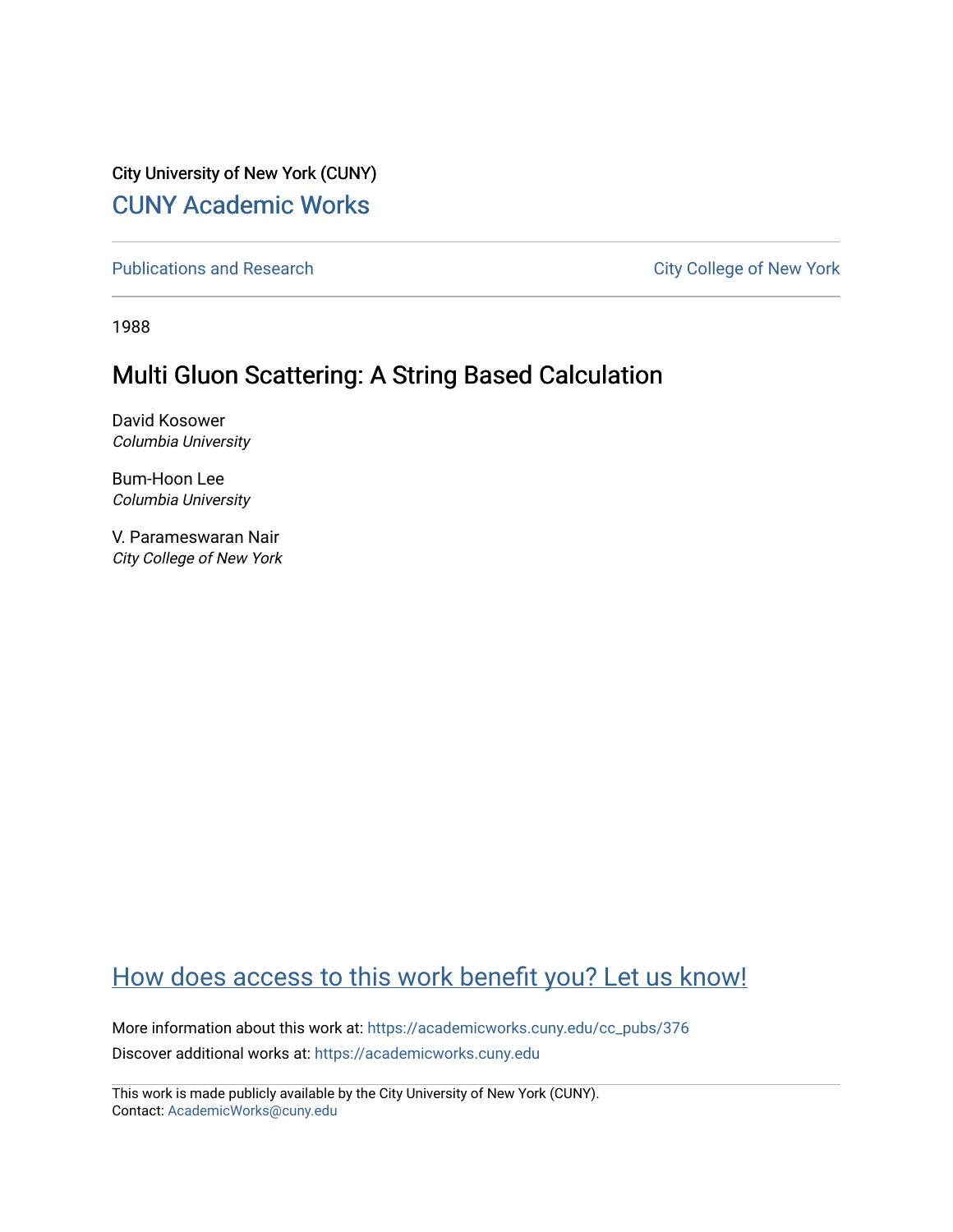City University of New York (CUNY)

# CUNY Academic Works

Publications and Research

City College of New York

1988

## Multi Gluon Scattering: A String Based Calculation

David Kosower
*Columbia University*

Bum-Hoon Lee
*Columbia University*

V. Parameswaran Nair
*City College of New York*

How does access to this work benefit you? Let us know!

More information about this work at: https://academicworks.cuny.edu/cc_pubs/376

Discover additional works at: https://academicworks.cuny.edu

This work is made publicly available by the City University of New York (CUNY).
Contact: AcademicWorks@cuny.edu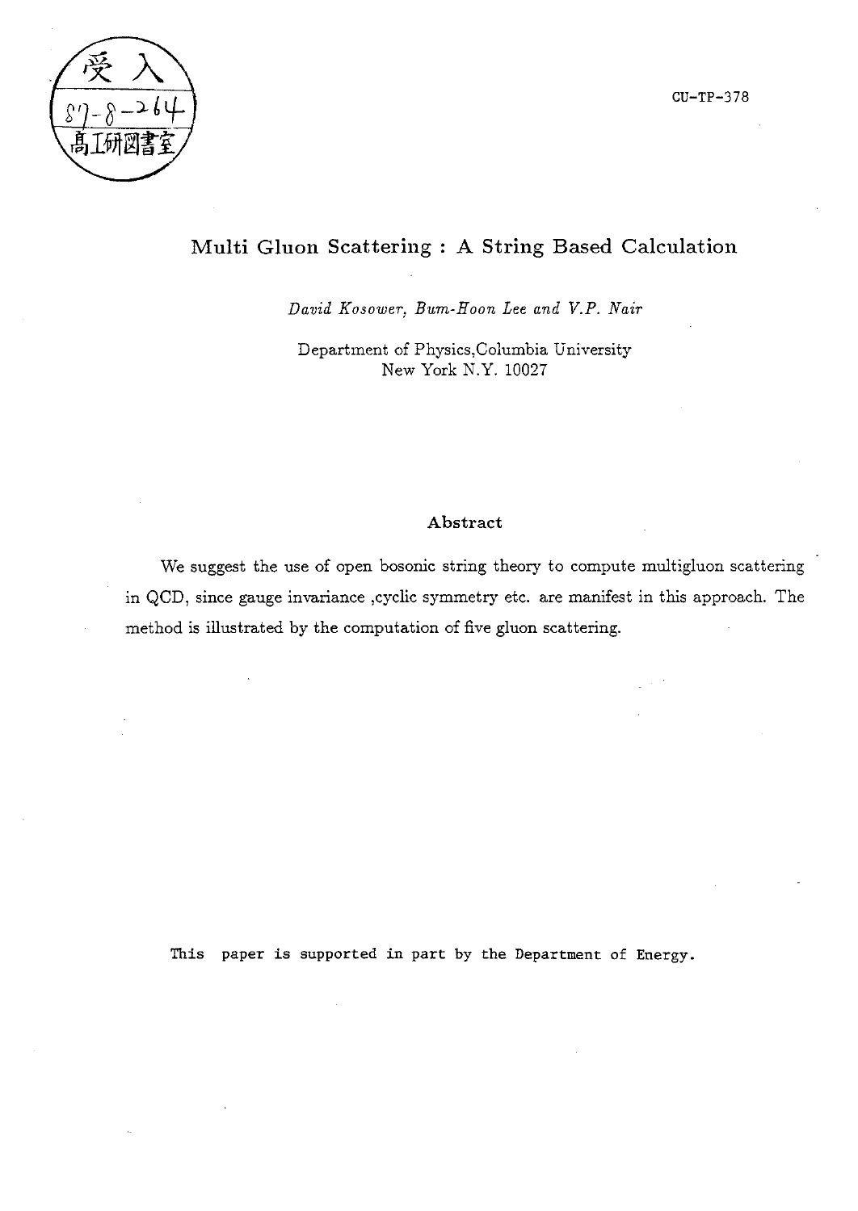CU-TP-378

# Multi Gluon Scattering : A String Based Calculation

*David Kosower, Bum-Hoon Lee and V.P. Nair*

Department of Physics,Columbia University
New York N.Y. 10027

## Abstract

We suggest the use of open bosonic string theory to compute multigluon scattering in QCD, since gauge invariance ,cyclic symmetry etc. are manifest in this approach. The method is illustrated by the computation of five gluon scattering.

This paper is supported in part by the Department of Energy.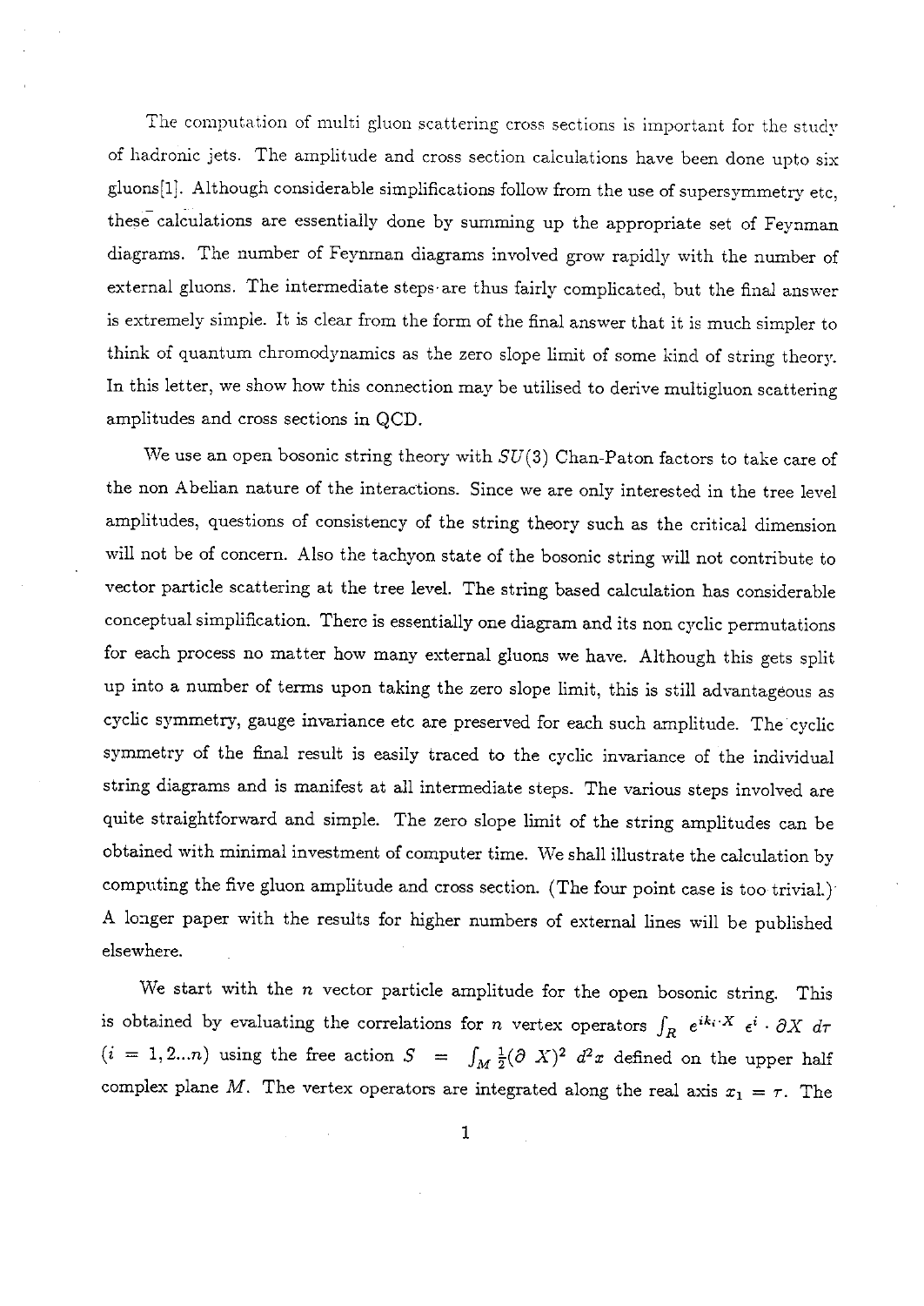The computation of multi gluon scattering cross sections is important for the study of hadronic jets. The amplitude and cross section calculations have been done upto six gluons[1]. Although considerable simplifications follow from the use of supersymmetry etc, these calculations are essentially done by summing up the appropriate set of Feynman diagrams. The number of Feynman diagrams involved grow rapidly with the number of external gluons. The intermediate steps are thus fairly complicated, but the final answer is extremely simple. It is clear from the form of the final answer that it is much simpler to think of quantum chromodynamics as the zero slope limit of some kind of string theory. In this letter, we show how this connection may be utilised to derive multigluon scattering amplitudes and cross sections in QCD.

We use an open bosonic string theory with $SU(3)$ Chan-Paton factors to take care of the non Abelian nature of the interactions. Since we are only interested in the tree level amplitudes, questions of consistency of the string theory such as the critical dimension will not be of concern. Also the tachyon state of the bosonic string will not contribute to vector particle scattering at the tree level. The string based calculation has considerable conceptual simplification. There is essentially one diagram and its non cyclic permutations for each process no matter how many external gluons we have. Although this gets split up into a number of terms upon taking the zero slope limit, this is still advantageous as cyclic symmetry, gauge invariance etc are preserved for each such amplitude. The cyclic symmetry of the final result is easily traced to the cyclic invariance of the individual string diagrams and is manifest at all intermediate steps. The various steps involved are quite straightforward and simple. The zero slope limit of the string amplitudes can be obtained with minimal investment of computer time. We shall illustrate the calculation by computing the five gluon amplitude and cross section. (The four point case is too trivial.) A longer paper with the results for higher numbers of external lines will be published elsewhere.

We start with the $n$ vector particle amplitude for the open bosonic string. This is obtained by evaluating the correlations for $n$ vertex operators $\int_R e^{ik_i \cdot X} \epsilon^i \cdot \partial X \, d\tau$ $(i = 1, 2...n)$ using the free action $S = \int_M \frac{1}{2}(\partial X)^2 \, d^2x$ defined on the upper half complex plane $M$. The vertex operators are integrated along the real axis $x_1 = \tau$. The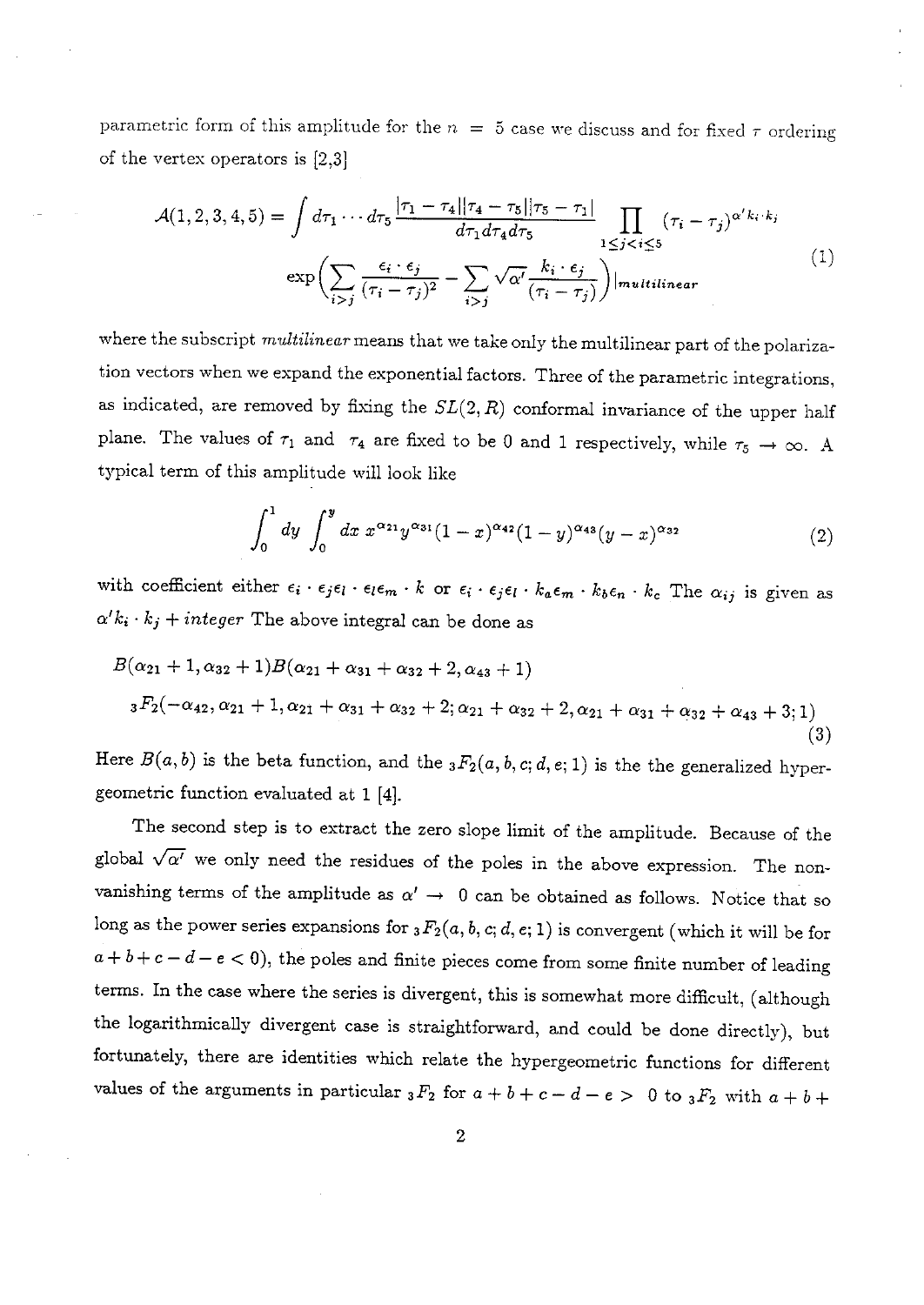parametric form of this amplitude for the $n = 5$ case we discuss and for fixed $\tau$ ordering of the vertex operators is [2,3]

$$\mathcal{A}(1,2,3,4,5) = \int d\tau_1 \cdots d\tau_5 \frac{|\tau_1 - \tau_4||\tau_4 - \tau_5||\tau_5 - \tau_1|}{d\tau_1 d\tau_4 d\tau_5} \prod_{1 \le j < i \le 5} (\tau_i - \tau_j)^{\alpha' k_i \cdot k_j}$$
$$\exp\Big( \sum_{i>j} \frac{\epsilon_i \cdot \epsilon_j}{(\tau_i - \tau_j)^2} - \sum_{i>j} \sqrt{\alpha'} \frac{k_i \cdot \epsilon_j}{(\tau_i - \tau_j)} \Big)|_{multilinear} \tag{1}$$

where the subscript *multilinear* means that we take only the multilinear part of the polarization vectors when we expand the exponential factors. Three of the parametric integrations, as indicated, are removed by fixing the $SL(2,R)$ conformal invariance of the upper half plane. The values of $\tau_1$ and $\tau_4$ are fixed to be 0 and 1 respectively, while $\tau_5 \to \infty$. A typical term of this amplitude will look like

$$\int_0^1 dy \int_0^y dx \; x^{\alpha_{21}} y^{\alpha_{31}} (1-x)^{\alpha_{42}} (1-y)^{\alpha_{43}} (y-x)^{\alpha_{32}} \tag{2}$$

with coefficient either $\epsilon_i \cdot \epsilon_j \epsilon_l \cdot \epsilon_l \epsilon_m \cdot k$ or $\epsilon_i \cdot \epsilon_j \epsilon_l \cdot k_a \epsilon_m \cdot k_b \epsilon_n \cdot k_c$ The $\alpha_{ij}$ is given as $\alpha' k_i \cdot k_j + integer$ The above integral can be done as

$$B(\alpha_{21}+1, \alpha_{32}+1) B(\alpha_{21}+\alpha_{31}+\alpha_{32}+2, \alpha_{43}+1)$$
$${}_3F_2(-\alpha_{42}, \alpha_{21}+1, \alpha_{21}+\alpha_{31}+\alpha_{32}+2; \alpha_{21}+\alpha_{32}+2, \alpha_{21}+\alpha_{31}+\alpha_{32}+\alpha_{43}+3; 1) \tag{3}$$

Here $B(a,b)$ is the beta function, and the ${}_3F_2(a,b,c;d,e;1)$ is the the generalized hypergeometric function evaluated at 1 [4].

The second step is to extract the zero slope limit of the amplitude. Because of the global $\sqrt{\alpha'}$ we only need the residues of the poles in the above expression. The non-vanishing terms of the amplitude as $\alpha' \to 0$ can be obtained as follows. Notice that so long as the power series expansions for ${}_3F_2(a,b,c;d,e;1)$ is convergent (which it will be for $a+b+c-d-e < 0$), the poles and finite pieces come from some finite number of leading terms. In the case where the series is divergent, this is somewhat more difficult, (although the logarithmically divergent case is straightforward, and could be done directly), but fortunately, there are identities which relate the hypergeometric functions for different values of the arguments in particular ${}_3F_2$ for $a+b+c-d-e > 0$ to ${}_3F_2$ with $a+b+$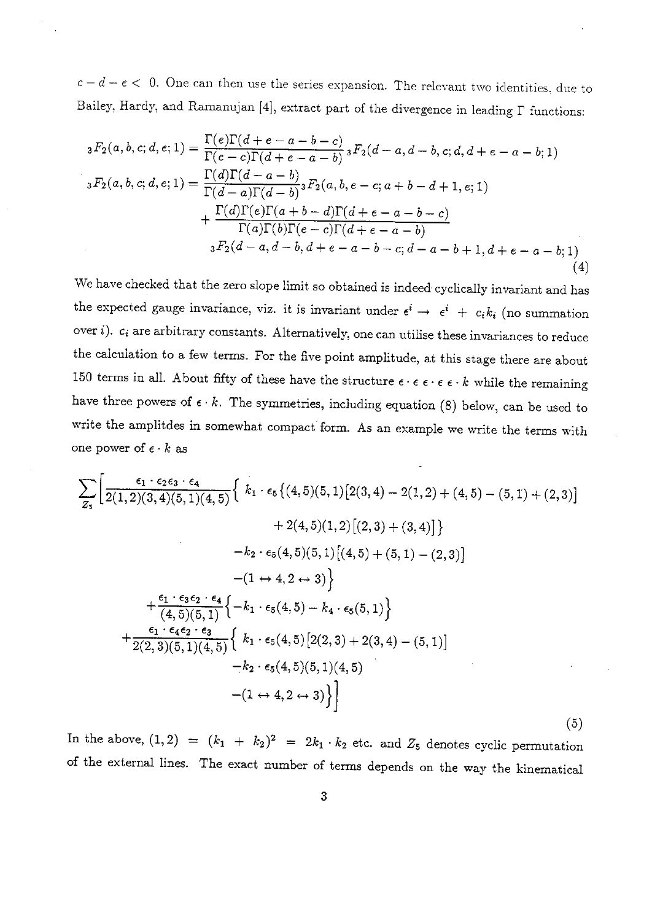$c - d - e < 0$. One can then use the series expansion. The relevant two identities, due to Bailey, Hardy, and Ramanujan [4], extract part of the divergence in leading $\Gamma$ functions:

$$
\begin{aligned}
{}_3F_2(a,b,c;d,e;1) &= \frac{\Gamma(e)\Gamma(d+e-a-b-c)}{\Gamma(e-c)\Gamma(d+e-a-b)}\,{}_3F_2(d-a,d-b,c;d,d+e-a-b;1) \\
{}_3F_2(a,b,c;d,e;1) &= \frac{\Gamma(d)\Gamma(d-a-b)}{\Gamma(d-a)\Gamma(d-b)}\,{}_3F_2(a,b,e-c;a+b-d+1,e;1) \\
&\quad + \frac{\Gamma(d)\Gamma(e)\Gamma(a+b-d)\Gamma(d+e-a-b-c)}{\Gamma(a)\Gamma(b)\Gamma(e-c)\Gamma(d+e-a-b)} \\
&\quad\ {}_3F_2(d-a,d-b,d+e-a-b-c;d-a-b+1,d+e-a-b;1)
\end{aligned}
\tag{4}
$$

We have checked that the zero slope limit so obtained is indeed cyclically invariant and has the expected gauge invariance, viz. it is invariant under $\epsilon^i \to \epsilon^i + c_i k_i$ (no summation over $i$). $c_i$ are arbitrary constants. Alternatively, one can utilise these invariances to reduce the calculation to a few terms. For the five point amplitude, at this stage there are about 150 terms in all. About fifty of these have the structure $\epsilon\cdot\epsilon\;\epsilon\cdot\epsilon\;\epsilon\cdot k$ while the remaining have three powers of $\epsilon\cdot k$. The symmetries, including equation (8) below, can be used to write the amplitdes in somewhat compact form. As an example we write the terms with one power of $\epsilon\cdot k$ as

$$
\begin{aligned}
\sum_{Z_5}\Bigg[ & \frac{\epsilon_1\cdot\epsilon_2\epsilon_3\cdot\epsilon_4}{2(1,2)(3,4)(5,1)(4,5)}\Big\{\ k_1\cdot\epsilon_5\{(4,5)(5,1)[2(3,4)-2(1,2)+(4,5)-(5,1)+(2,3)] \\
&\qquad\qquad + 2(4,5)(1,2)[(2,3)+(3,4)]\} \\
&\qquad\qquad - k_2\cdot\epsilon_5(4,5)(5,1)[(4,5)+(5,1)-(2,3)] \\
&\qquad\qquad - (1\leftrightarrow 4, 2\leftrightarrow 3)\Big\} \\
&+\frac{\epsilon_1\cdot\epsilon_3\epsilon_2\cdot\epsilon_4}{(4,5)(5,1)}\Big\{-k_1\cdot\epsilon_5(4,5) - k_4\cdot\epsilon_5(5,1)\Big\} \\
&+\frac{\epsilon_1\cdot\epsilon_4\epsilon_2\cdot\epsilon_3}{2(2,3)(5,1)(4,5)}\Big\{\ k_1\cdot\epsilon_5(4,5)[2(2,3)+2(3,4)-(5,1)] \\
&\qquad\qquad - k_2\cdot\epsilon_5(4,5)(5,1)(4,5) \\
&\qquad\qquad - (1\leftrightarrow 4, 2\leftrightarrow 3)\Big\}\Bigg]
\end{aligned}
\tag{5}
$$

In the above, $(1,2) = (k_1 + k_2)^2 = 2k_1\cdot k_2$ etc. and $Z_5$ denotes cyclic permutation of the external lines. The exact number of terms depends on the way the kinematical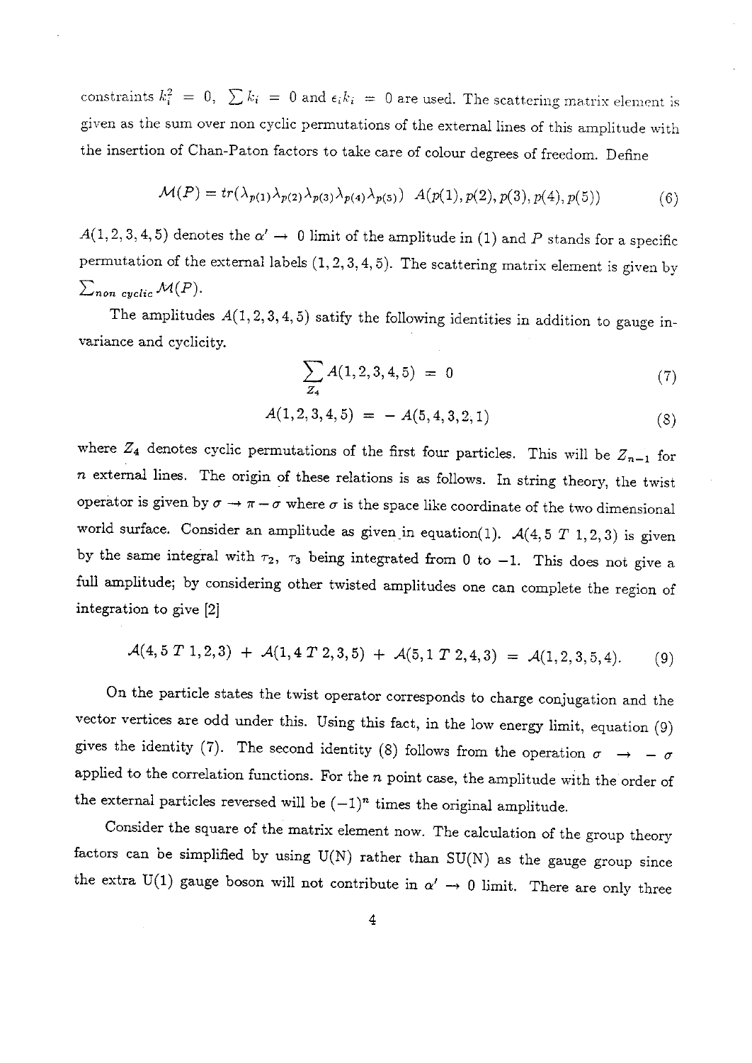constraints $k_i^2 = 0$, $\sum k_i = 0$ and $\epsilon_i k_i = 0$ are used. The scattering matrix element is given as the sum over non cyclic permutations of the external lines of this amplitude with the insertion of Chan-Paton factors to take care of colour degrees of freedom. Define

$$\mathcal{M}(P) = tr(\lambda_{p(1)}\lambda_{p(2)}\lambda_{p(3)}\lambda_{p(4)}\lambda_{p(5)}) \;\; A(p(1), p(2), p(3), p(4), p(5)) \tag{6}$$

$A(1,2,3,4,5)$ denotes the $\alpha' \to 0$ limit of the amplitude in (1) and $P$ stands for a specific permutation of the external labels $(1,2,3,4,5)$. The scattering matrix element is given by $\sum_{non\ cyclic} \mathcal{M}(P)$.

The amplitudes $A(1,2,3,4,5)$ satisfy the following identities in addition to gauge invariance and cyclicity.

$$\sum_{Z_4} A(1,2,3,4,5) \;=\; 0 \tag{7}$$

$$A(1,2,3,4,5) \;=\; -\, A(5,4,3,2,1) \tag{8}$$

where $Z_4$ denotes cyclic permutations of the first four particles. This will be $Z_{n-1}$ for $n$ external lines. The origin of these relations is as follows. In string theory, the twist operator is given by $\sigma \to \pi - \sigma$ where $\sigma$ is the space like coordinate of the two dimensional world surface. Consider an amplitude as given in equation(1). $\mathcal{A}(4, 5\; T\; 1, 2, 3)$ is given by the same integral with $\tau_2$, $\tau_3$ being integrated from 0 to $-1$. This does not give a full amplitude; by considering other twisted amplitudes one can complete the region of integration to give [2]

$$\mathcal{A}(4, 5\; T\; 1, 2, 3) \;+\; \mathcal{A}(1, 4\; T\; 2, 3, 5) \;+\; \mathcal{A}(5, 1\; T\; 2, 4, 3) \;=\; \mathcal{A}(1, 2, 3, 5, 4). \tag{9}$$

On the particle states the twist operator corresponds to charge conjugation and the vector vertices are odd under this. Using this fact, in the low energy limit, equation (9) gives the identity (7). The second identity (8) follows from the operation $\sigma \;\to\; -\,\sigma$ applied to the correlation functions. For the $n$ point case, the amplitude with the order of the external particles reversed will be $(-1)^n$ times the original amplitude.

Consider the square of the matrix element now. The calculation of the group theory factors can be simplified by using U(N) rather than SU(N) as the gauge group since the extra U(1) gauge boson will not contribute in $\alpha' \to 0$ limit. There are only three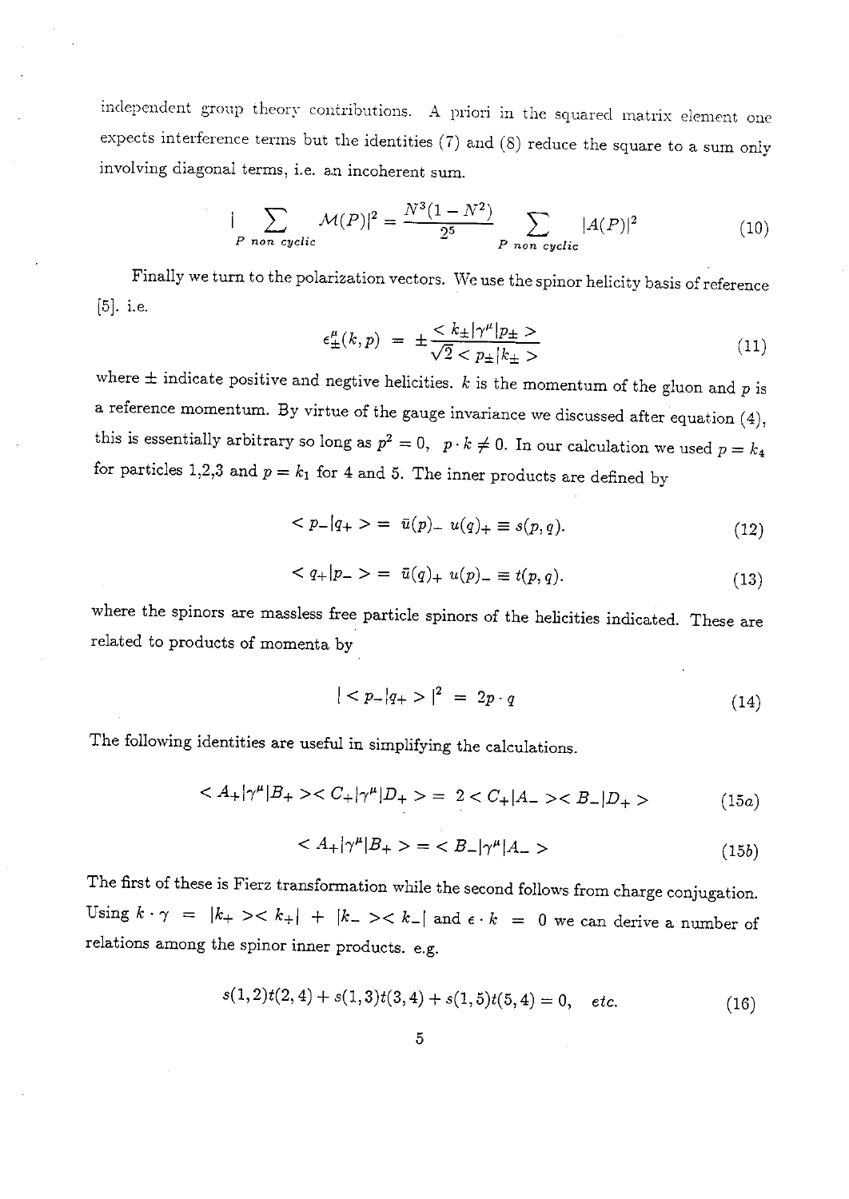independent group theory contributions. A priori in the squared matrix element one expects interference terms but the identities (7) and (8) reduce the square to a sum only involving diagonal terms, i.e. an incoherent sum.

$$|\sum_{P \ non \ cyclic} \mathcal{M}(P)|^2 = \frac{N^3(1-N^2)}{2^5} \sum_{P \ non \ cyclic} |A(P)|^2 \tag{10}$$

Finally we turn to the polarization vectors. We use the spinor helicity basis of reference [5]. i.e.

$$\epsilon^{\mu}_{\pm}(k,p) = \pm \frac{< k_{\pm}|\gamma^{\mu}|p_{\pm} >}{\sqrt{2} < p_{\pm}|k_{\pm} >} \tag{11}$$

where $\pm$ indicate positive and negtive helicities. $k$ is the momentum of the gluon and $p$ is a reference momentum. By virtue of the gauge invariance we discussed after equation (4), this is essentially arbitrary so long as $p^2 = 0, \ \ p \cdot k \neq 0$. In our calculation we used $p = k_4$ for particles 1,2,3 and $p = k_1$ for 4 and 5. The inner products are defined by

$$< p_-|q_+ > = \ \bar{u}(p)_- \ u(q)_+ \equiv s(p,q). \tag{12}$$

$$< q_+|p_- > = \ \bar{u}(q)_+ \ u(p)_- \equiv t(p,q). \tag{13}$$

where the spinors are massless free particle spinors of the helicities indicated. These are related to products of momenta by

$$| < p_-|q_+ > |^2 \ = \ 2p \cdot q \tag{14}$$

The following identities are useful in simplifying the calculations.

$$< A_+|\gamma^{\mu}|B_+ >< C_+|\gamma^{\mu}|D_+ > = \ 2 < C_+|A_- >< B_-|D_+ > \tag{15a}$$

$$< A_+|\gamma^{\mu}|B_+ > = < B_-|\gamma^{\mu}|A_- > \tag{15b}$$

The first of these is Fierz transformation while the second follows from charge conjugation. Using $k \cdot \gamma \ = \ |k_+ >< k_+| \ + \ |k_- >< k_-|$ and $\epsilon \cdot k \ = \ 0$ we can derive a number of relations among the spinor inner products. e.g.

$$s(1,2)t(2,4) + s(1,3)t(3,4) + s(1,5)t(5,4) = 0, \quad etc. \tag{16}$$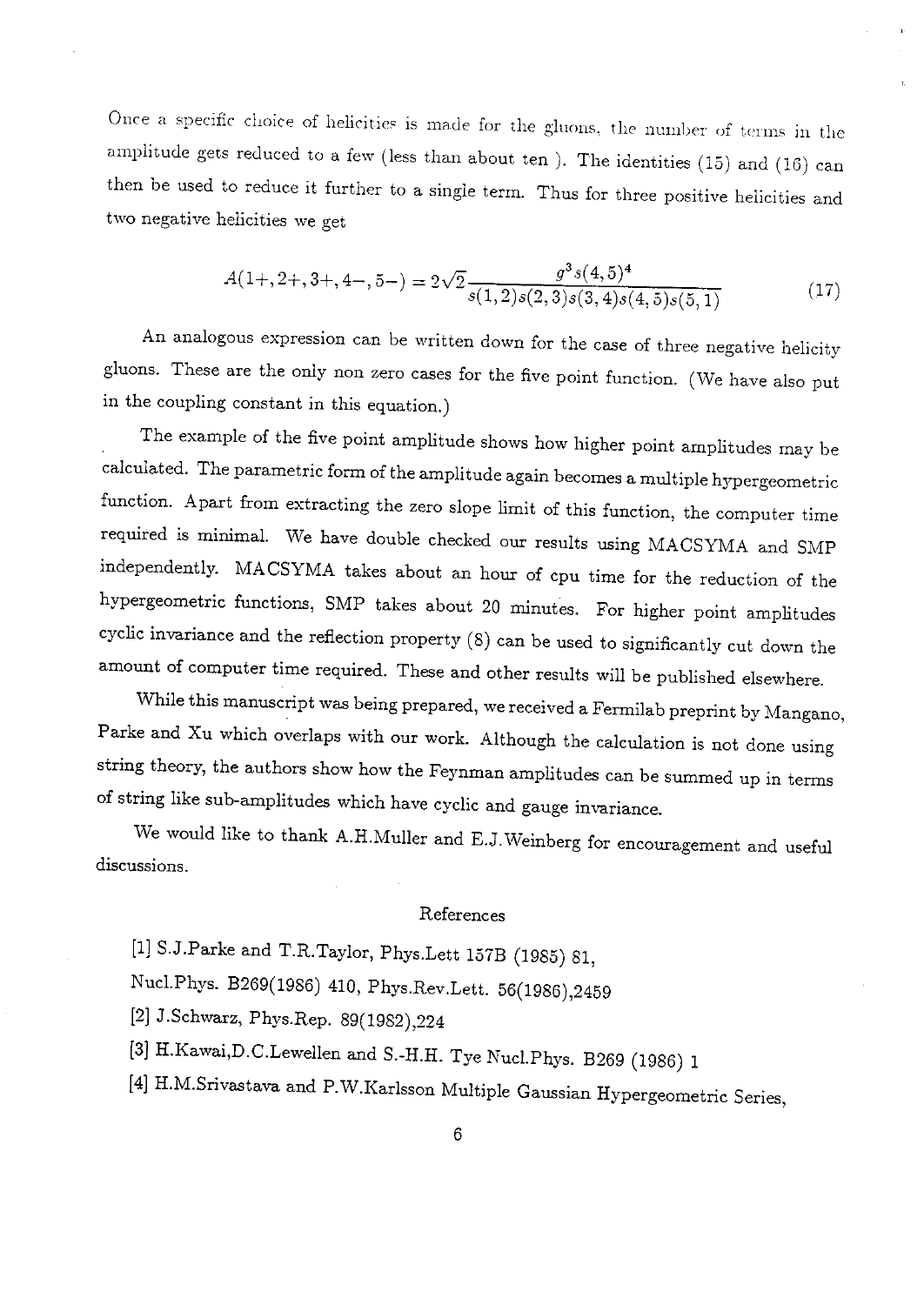Once a specific choice of helicities is made for the gluons, the number of terms in the amplitude gets reduced to a few (less than about ten ). The identities (15) and (16) can then be used to reduce it further to a single term. Thus for three positive helicities and two negative helicities we get

$$A(1+,2+,3+,4-,5-) = 2\sqrt{2}\frac{g^3 s(4,5)^4}{s(1,2)s(2,3)s(3,4)s(4,5)s(5,1)} \tag{17}$$

An analogous expression can be written down for the case of three negative helicity gluons. These are the only non zero cases for the five point function. (We have also put in the coupling constant in this equation.)

The example of the five point amplitude shows how higher point amplitudes may be calculated. The parametric form of the amplitude again becomes a multiple hypergeometric function. Apart from extracting the zero slope limit of this function, the computer time required is minimal. We have double checked our results using MACSYMA and SMP independently. MACSYMA takes about an hour of cpu time for the reduction of the hypergeometric functions, SMP takes about 20 minutes. For higher point amplitudes cyclic invariance and the reflection property (8) can be used to significantly cut down the amount of computer time required. These and other results will be published elsewhere.

While this manuscript was being prepared, we received a Fermilab preprint by Mangano, Parke and Xu which overlaps with our work. Although the calculation is not done using string theory, the authors show how the Feynman amplitudes can be summed up in terms of string like sub-amplitudes which have cyclic and gauge invariance.

We would like to thank A.H.Muller and E.J.Weinberg for encouragement and useful discussions.

## References

[1] S.J.Parke and T.R.Taylor, Phys.Lett 157B (1985) 81, Nucl.Phys. B269(1986) 410, Phys.Rev.Lett. 56(1986),2459

[2] J.Schwarz, Phys.Rep. 89(1982),224

[3] H.Kawai,D.C.Lewellen and S.-H.H. Tye Nucl.Phys. B269 (1986) 1

[4] H.M.Srivastava and P.W.Karlsson Multiple Gaussian Hypergeometric Series,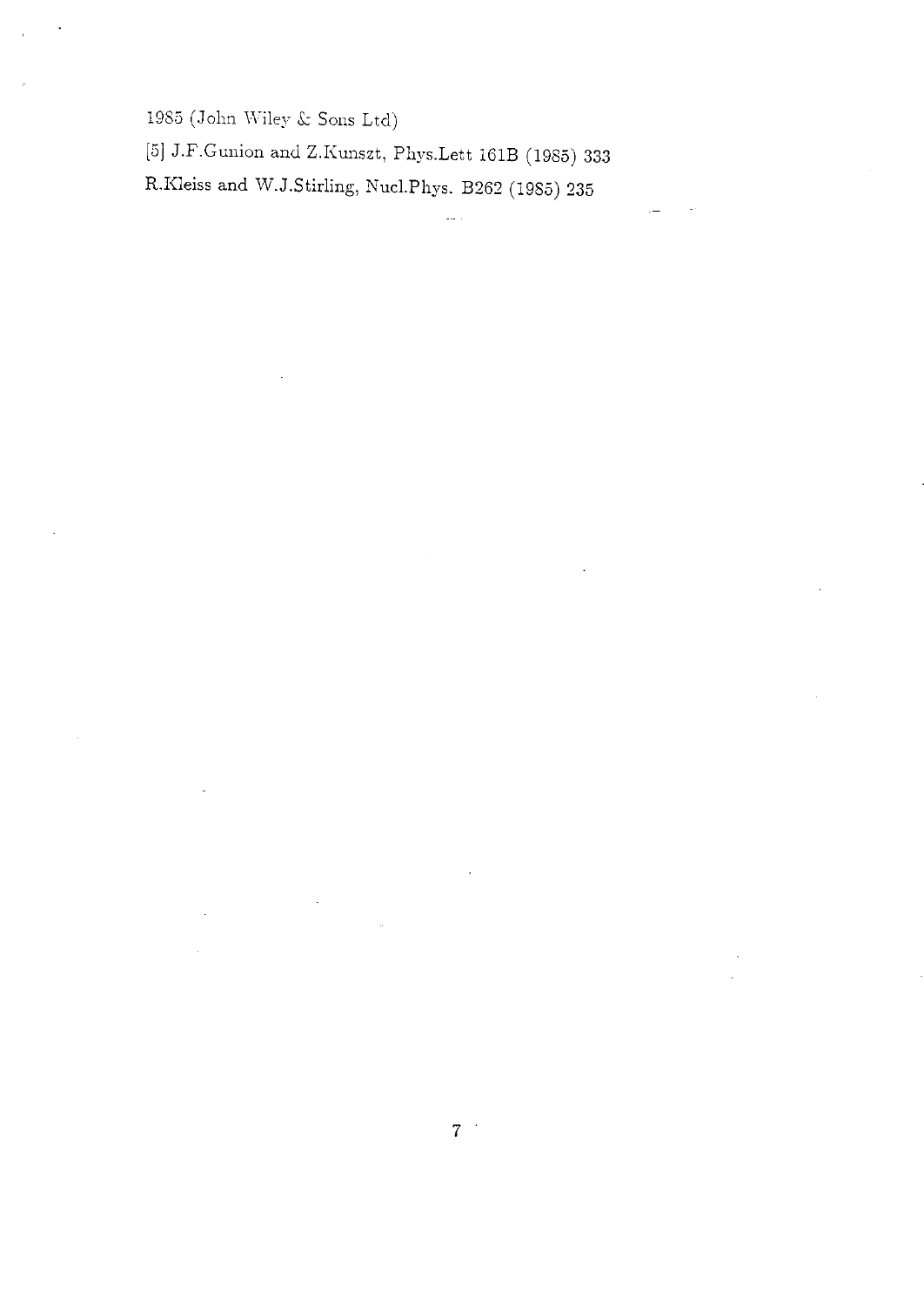1985 (John Wiley & Sons Ltd)

[5] J.F.Gunion and Z.Kunszt, Phys.Lett 161B (1985) 333

R.Kleiss and W.J.Stirling, Nucl.Phys. B262 (1985) 235